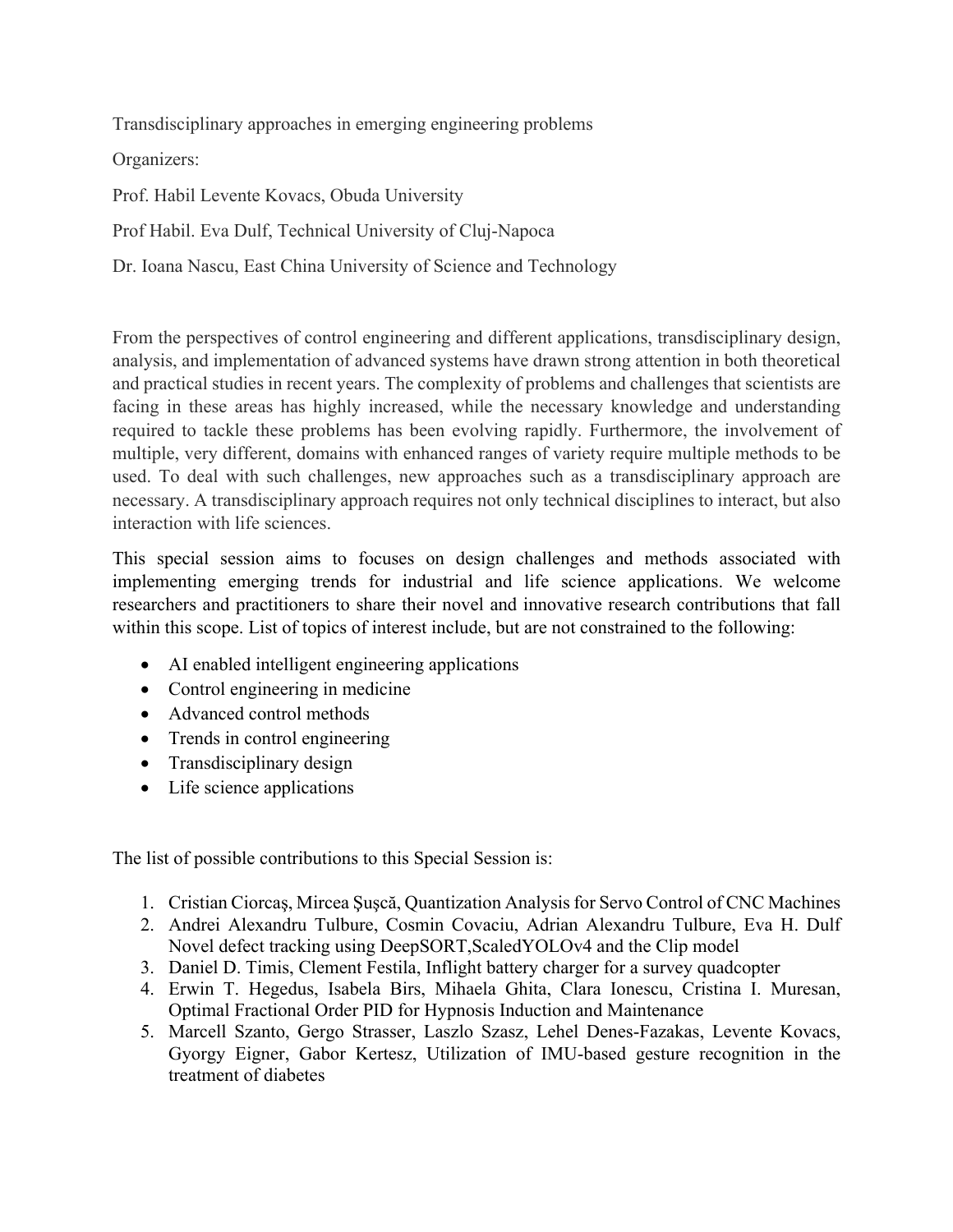# Transdisciplinary approaches in emerging engineering problems

Organizers:

Prof. Habil Levente Kovacs, Obuda University

Prof Habil. Eva Dulf, Technical University of Cluj-Napoca

Dr. Ioana Nascu, East China University of Science and Technology

From the perspectives of control engineering and different applications, transdisciplinary design, analysis, and implementation of advanced systems have drawn strong attention in both theoretical and practical studies in recent years. The complexity of problems and challenges that scientists are facing in these areas has highly increased, while the necessary knowledge and understanding required to tackle these problems has been evolving rapidly. Furthermore, the involvement of multiple, very different, domains with enhanced ranges of variety require multiple methods to be used. To deal with such challenges, new approaches such as a transdisciplinary approach are necessary. A transdisciplinary approach requires not only technical disciplines to interact, but also interaction with life sciences.

This special session aims to focuses on design challenges and methods associated with implementing emerging trends for industrial and life science applications. We welcome researchers and practitioners to share their novel and innovative research contributions that fall within this scope. List of topics of interest include, but are not constrained to the following:

- AI enabled intelligent engineering applications
- Control engineering in medicine
- Advanced control methods
- Trends in control engineering
- Transdisciplinary design
- Life science applications

The list of possible contributions to this Special Session is:

1. Cristian Ciorcaş, Mircea Şuşcă, Quantization Analysis for Servo Control of CNC Machines
2. Andrei Alexandru Tulbure, Cosmin Covaciu, Adrian Alexandru Tulbure, Eva H. Dulf Novel defect tracking using DeepSORT,ScaledYOLOv4 and the Clip model
3. Daniel D. Timis, Clement Festila, Inflight battery charger for a survey quadcopter
4. Erwin T. Hegedus, Isabela Birs, Mihaela Ghita, Clara Ionescu, Cristina I. Muresan, Optimal Fractional Order PID for Hypnosis Induction and Maintenance
5. Marcell Szanto, Gergo Strasser, Laszlo Szasz, Lehel Denes-Fazakas, Levente Kovacs, Gyorgy Eigner, Gabor Kertesz, Utilization of IMU-based gesture recognition in the treatment of diabetes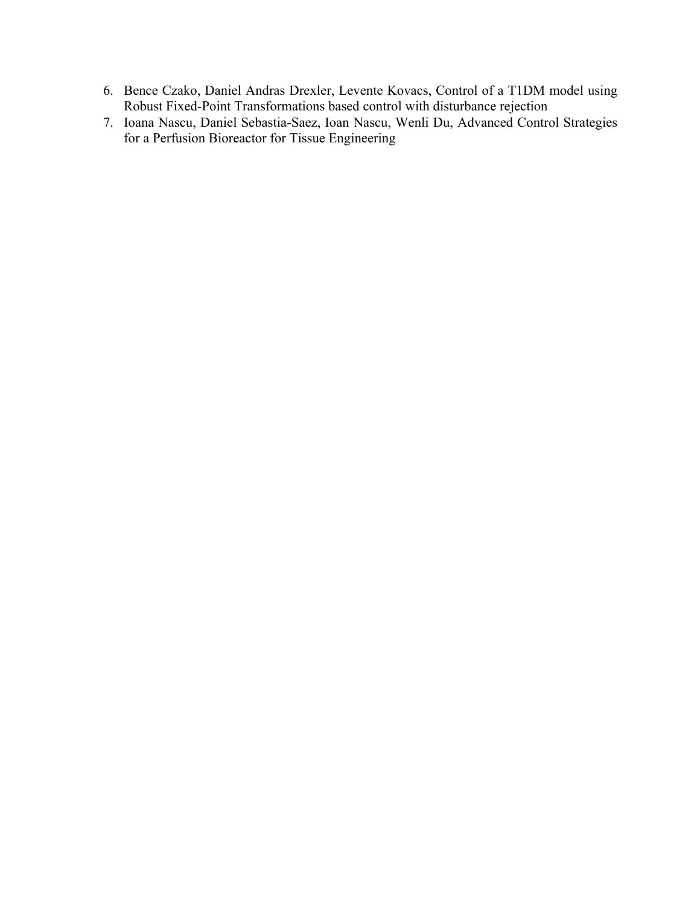6. Bence Czako, Daniel Andras Drexler, Levente Kovacs, Control of a T1DM model using Robust Fixed-Point Transformations based control with disturbance rejection
7. Ioana Nascu, Daniel Sebastia-Saez, Ioan Nascu, Wenli Du, Advanced Control Strategies for a Perfusion Bioreactor for Tissue Engineering